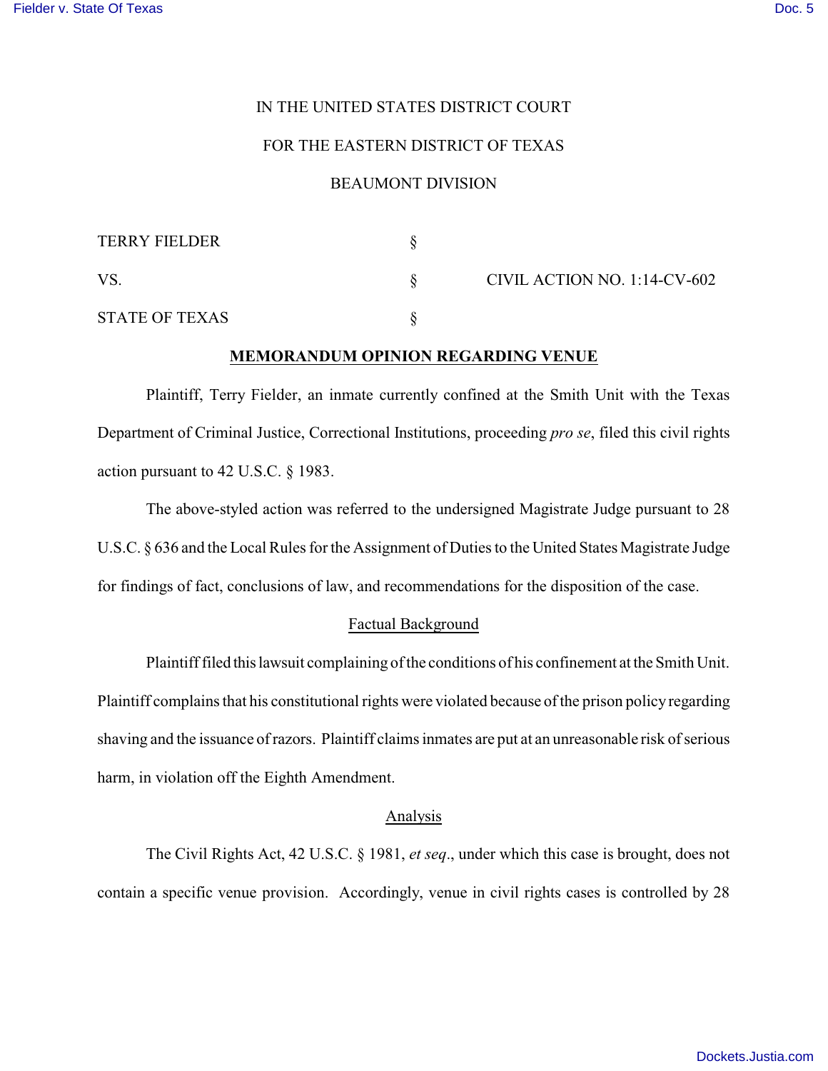IN THE UNITED STATES DISTRICT COURT

FOR THE EASTERN DISTRICT OF TEXAS

BEAUMONT DIVISION

| | | |
|---|---|---|
| TERRY FIELDER | § | |
| VS. | § | CIVIL ACTION NO. 1:14-CV-602 |
| STATE OF TEXAS | § | |

**MEMORANDUM OPINION REGARDING VENUE**

Plaintiff, Terry Fielder, an inmate currently confined at the Smith Unit with the Texas Department of Criminal Justice, Correctional Institutions, proceeding *pro se*, filed this civil rights action pursuant to 42 U.S.C. § 1983.

The above-styled action was referred to the undersigned Magistrate Judge pursuant to 28 U.S.C. § 636 and the Local Rules for the Assignment of Duties to the United States Magistrate Judge for findings of fact, conclusions of law, and recommendations for the disposition of the case.

Factual Background

Plaintiff filed this lawsuit complaining of the conditions of his confinement at the Smith Unit. Plaintiff complains that his constitutional rights were violated because of the prison policy regarding shaving and the issuance of razors. Plaintiff claims inmates are put at an unreasonable risk of serious harm, in violation off the Eighth Amendment.

Analysis

The Civil Rights Act, 42 U.S.C. § 1981, *et seq*., under which this case is brought, does not contain a specific venue provision. Accordingly, venue in civil rights cases is controlled by 28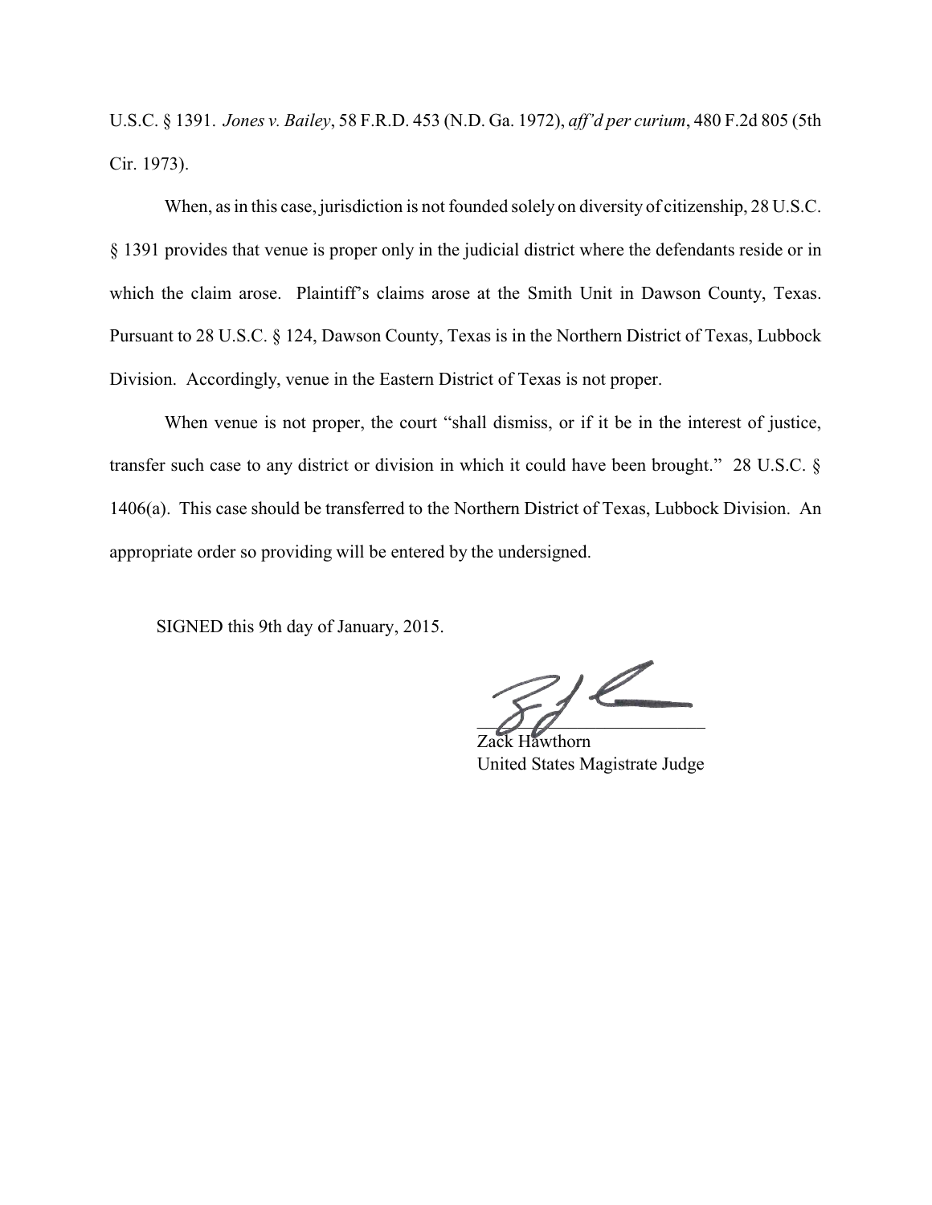U.S.C. § 1391. *Jones v. Bailey*, 58 F.R.D. 453 (N.D. Ga. 1972), *aff'd per curium*, 480 F.2d 805 (5th Cir. 1973).

When, as in this case, jurisdiction is not founded solely on diversity of citizenship, 28 U.S.C. § 1391 provides that venue is proper only in the judicial district where the defendants reside or in which the claim arose. Plaintiff's claims arose at the Smith Unit in Dawson County, Texas. Pursuant to 28 U.S.C. § 124, Dawson County, Texas is in the Northern District of Texas, Lubbock Division. Accordingly, venue in the Eastern District of Texas is not proper.

When venue is not proper, the court "shall dismiss, or if it be in the interest of justice, transfer such case to any district or division in which it could have been brought." 28 U.S.C. § 1406(a). This case should be transferred to the Northern District of Texas, Lubbock Division. An appropriate order so providing will be entered by the undersigned.

SIGNED this 9th day of January, 2015.

Zack Hawthorn
United States Magistrate Judge